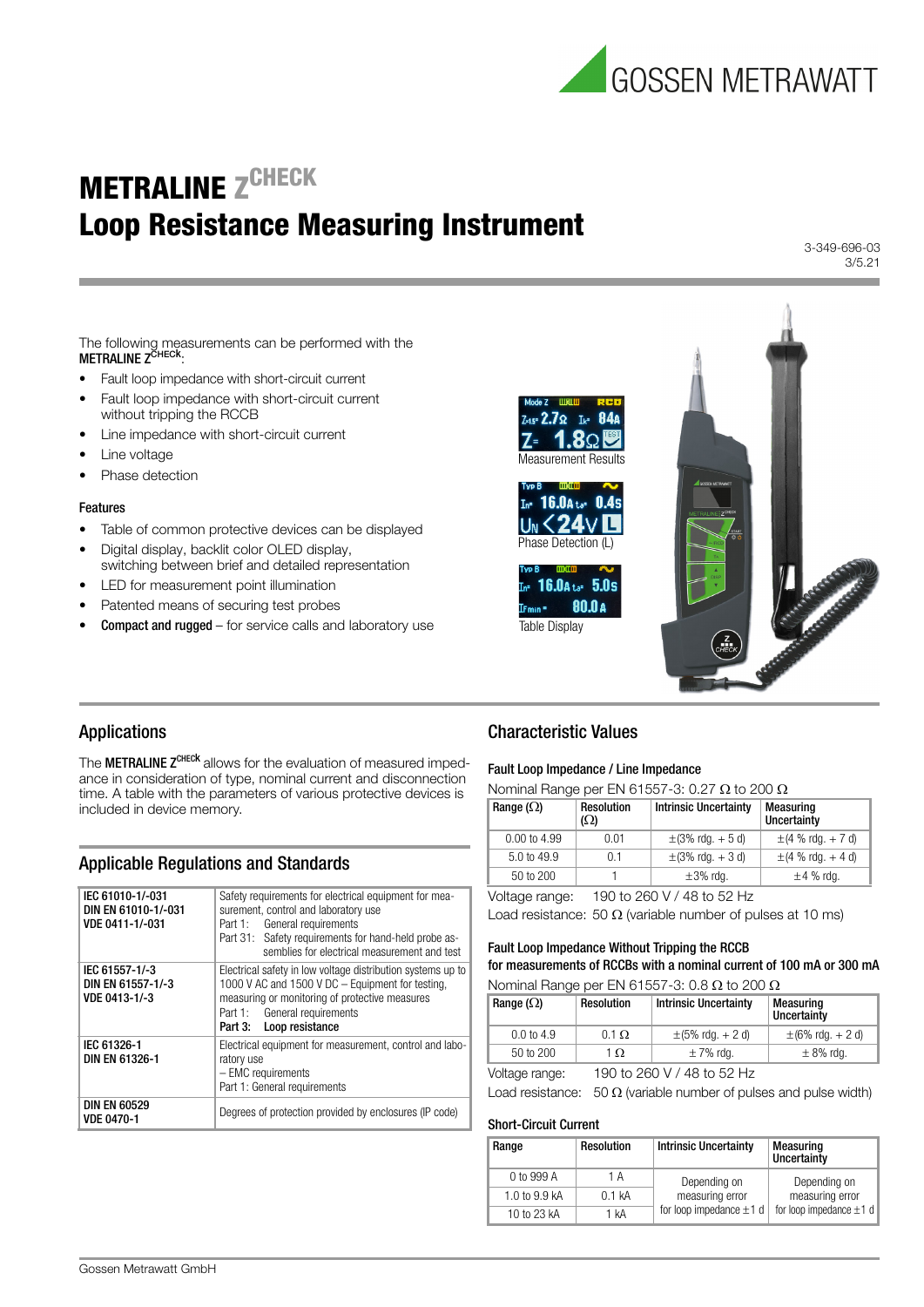# METRALINE Z[CHECK]

# Loop Resistance Measuring Instrument

3-349-696-03
3/5.21

The following measurements can be performed with the **METRALINE Z[CHECK]**:

- Fault loop impedance with short-circuit current
- Fault loop impedance with short-circuit current without tripping the RCCB
- Line impedance with short-circuit current
- Line voltage
- Phase detection

### Features

- Table of common protective devices can be displayed
- Digital display, backlit color OLED display, switching between brief and detailed representation
- LED for measurement point illumination
- Patented means of securing test probes
- **Compact and rugged** – for service calls and laboratory use

Measurement Results

Phase Detection (L)

Table Display

## Applications

The **METRALINE Z[CHECK]** allows for the evaluation of measured impedance in consideration of type, nominal current and disconnection time. A table with the parameters of various protective devices is included in device memory.

## Applicable Regulations and Standards

| | |
|---|---|
| IEC 61010-1/-031<br>DIN EN 61010-1/-031<br>VDE 0411-1/-031 | Safety requirements for electrical equipment for measurement, control and laboratory use<br>Part 1: General requirements<br>Part 31: Safety requirements for hand-held probe assemblies for electrical measurement and test |
| IEC 61557-1/-3<br>DIN EN 61557-1/-3<br>VDE 0413-1/-3 | Electrical safety in low voltage distribution systems up to 1000 V AC and 1500 V DC – Equipment for testing, measuring or monitoring of protective measures<br>Part 1: General requirements<br>**Part 3: Loop resistance** |
| IEC 61326-1<br>DIN EN 61326-1 | Electrical equipment for measurement, control and laboratory use<br>– EMC requirements<br>Part 1: General requirements |
| DIN EN 60529<br>VDE 0470-1 | Degrees of protection provided by enclosures (IP code) |

## Characteristic Values

### Fault Loop Impedance / Line Impedance

Nominal Range per EN 61557-3: 0.27 Ω to 200 Ω

| Range (Ω) | Resolution (Ω) | Intrinsic Uncertainty | Measuring Uncertainty |
|---|---|---|---|
| 0.00 to 4.99 | 0.01 | ±(3% rdg. + 5 d) | ±(4 % rdg. + 7 d) |
| 5.0 to 49.9 | 0.1 | ±(3% rdg. + 3 d) | ±(4 % rdg. + 4 d) |
| 50 to 200 | 1 | ±3% rdg. | ±4 % rdg. |

Voltage range: 190 to 260 V / 48 to 52 Hz

Load resistance: 50 Ω (variable number of pulses at 10 ms)

### Fault Loop Impedance Without Tripping the RCCB

### for measurements of RCCBs with a nominal current of 100 mA or 300 mA

Nominal Range per EN 61557-3: 0.8 Ω to 200 Ω

| Range (Ω) | Resolution | Intrinsic Uncertainty | Measuring Uncertainty |
|---|---|---|---|
| 0.0 to 4.9 | 0.1 Ω | ±(5% rdg. + 2 d) | ±(6% rdg. + 2 d) |
| 50 to 200 | 1 Ω | ± 7% rdg. | ± 8% rdg. |

Voltage range: 190 to 260 V / 48 to 52 Hz

Load resistance: 50 Ω (variable number of pulses and pulse width)

### Short-Circuit Current

| Range | Resolution | Intrinsic Uncertainty | Measuring Uncertainty |
|---|---|---|---|
| 0 to 999 A | 1 A | Depending on measuring error for loop impedance ±1 d | Depending on measuring error for loop impedance ±1 d |
| 1.0 to 9.9 kA | 0.1 kA | | |
| 10 to 23 kA | 1 kA | | |

Gossen Metrawatt GmbH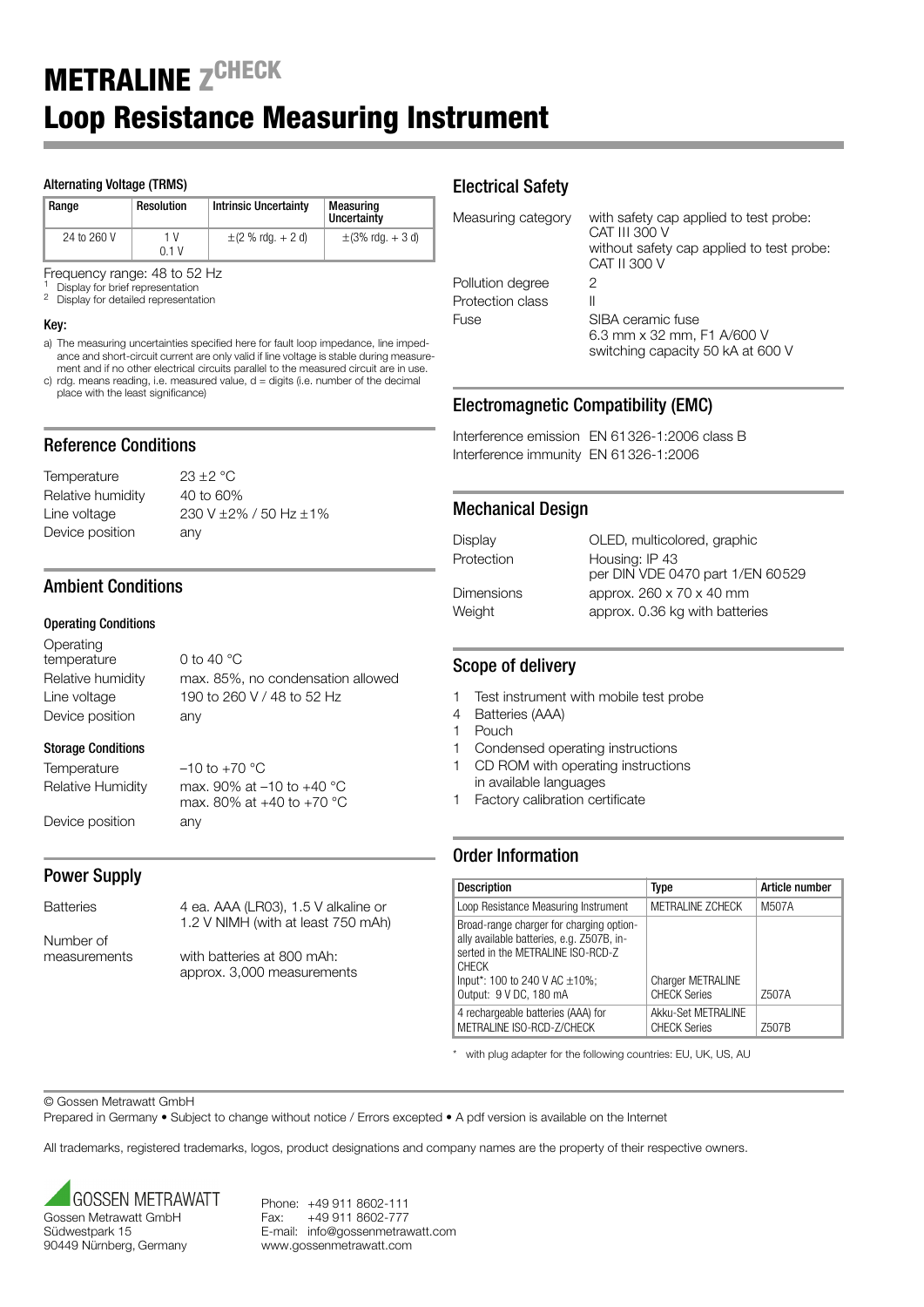# METRALINE Z^CHECK
# Loop Resistance Measuring Instrument

#### Alternating Voltage (TRMS)

| Range | Resolution | Intrinsic Uncertainty | Measuring Uncertainty |
|---|---|---|---|
| 24 to 260 V | 1 V<br>0.1 V | ±(2 % rdg. + 2 d) | ±(3% rdg. + 3 d) |

Frequency range: 48 to 52 Hz

[1] Display for brief representation
[2] Display for detailed representation

#### Key:

a) The measuring uncertainties specified here for fault loop impedance, line impedance and short-circuit current are only valid if line voltage is stable during measurement and if no other electrical circuits parallel to the measured circuit are in use.
c) rdg. means reading, i.e. measured value, d = digits (i.e. number of the decimal place with the least significance)

## Reference Conditions

| | |
|---|---|
| Temperature | 23 ±2 °C |
| Relative humidity | 40 to 60% |
| Line voltage | 230 V ±2% / 50 Hz ±1% |
| Device position | any |

## Ambient Conditions

#### Operating Conditions

| | |
|---|---|
| Operating temperature | 0 to 40 °C |
| Relative humidity | max. 85%, no condensation allowed |
| Line voltage | 190 to 260 V / 48 to 52 Hz |
| Device position | any |

#### Storage Conditions

| | |
|---|---|
| Temperature | –10 to +70 °C |
| Relative Humidity | max. 90% at –10 to +40 °C<br>max. 80% at +40 to +70 °C |
| Device position | any |

## Power Supply

| | |
|---|---|
| Batteries | 4 ea. AAA (LR03), 1.5 V alkaline or 1.2 V NIMH (with at least 750 mAh) |
| Number of measurements | with batteries at 800 mAh: approx. 3,000 measurements |

## Electrical Safety

| | |
|---|---|
| Measuring category | with safety cap applied to test probe: CAT III 300 V<br>without safety cap applied to test probe: CAT II 300 V |
| Pollution degree | 2 |
| Protection class | II |
| Fuse | SIBA ceramic fuse<br>6.3 mm x 32 mm, F1 A/600 V<br>switching capacity 50 kA at 600 V |

## Electromagnetic Compatibility (EMC)

| | |
|---|---|
| Interference emission | EN 61326-1:2006 class B |
| Interference immunity | EN 61326-1:2006 |

## Mechanical Design

| | |
|---|---|
| Display | OLED, multicolored, graphic |
| Protection | Housing: IP 43<br>per DIN VDE 0470 part 1/EN 60529 |
| Dimensions | approx. 260 x 70 x 40 mm |
| Weight | approx. 0.36 kg with batteries |

## Scope of delivery

1 Test instrument with mobile test probe
4 Batteries (AAA)
1 Pouch
1 Condensed operating instructions
1 CD ROM with operating instructions in available languages
1 Factory calibration certificate

## Order Information

| Description | Type | Article number |
|---|---|---|
| Loop Resistance Measuring Instrument | METRALINE ZCHECK | M507A |
| Broad-range charger for charging optionally available batteries, e.g. Z507B, inserted in the METRALINE ISO-RCD-Z CHECK<br>Input*: 100 to 240 V AC ±10%;<br>Output: 9 V DC, 180 mA | Charger METRALINE CHECK Series | Z507A |
| 4 rechargeable batteries (AAA) for METRALINE ISO-RCD-Z/CHECK | Akku-Set METRALINE CHECK Series | Z507B |

\* with plug adapter for the following countries: EU, UK, US, AU

© Gossen Metrawatt GmbH

Prepared in Germany • Subject to change without notice / Errors excepted • A pdf version is available on the Internet

All trademarks, registered trademarks, logos, product designations and company names are the property of their respective owners.

GOSSEN METRAWATT
Gossen Metrawatt GmbH
Südwestpark 15
90449 Nürnberg, Germany

Phone: +49 911 8602-111
Fax: +49 911 8602-777
E-mail: info@gossenmetrawatt.com
www.gossenmetrawatt.com